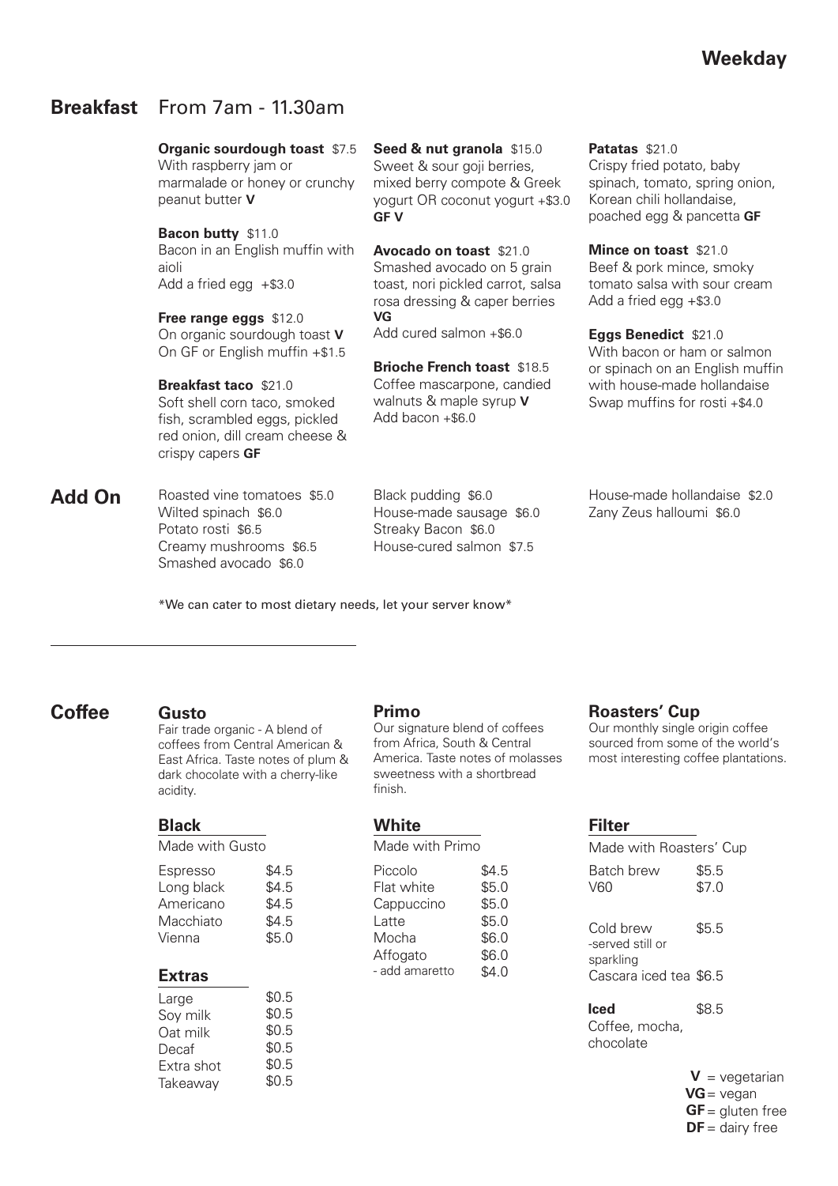# Weekday

## Breakfast From 7am - 11.30am

**Organic sourdough toast** $7.5
With raspberry jam or marmalade or honey or crunchy peanut butter **V**

**Bacon butty** $11.0
Bacon in an English muffin with aioli
Add a fried egg +$3.0

**Free range eggs** $12.0
On organic sourdough toast **V**
On GF or English muffin +$1.5

**Breakfast taco** $21.0
Soft shell corn taco, smoked fish, scrambled eggs, pickled red onion, dill cream cheese & crispy capers **GF**

**Seed & nut granola** $15.0
Sweet & sour goji berries, mixed berry compote & Greek yogurt OR coconut yogurt +$3.0 **GF V**

**Avocado on toast** $21.0
Smashed avocado on 5 grain toast, nori pickled carrot, salsa rosa dressing & caper berries **VG**
Add cured salmon +$6.0

**Brioche French toast** $18.5
Coffee mascarpone, candied walnuts & maple syrup **V**
Add bacon +$6.0

**Patatas** $21.0
Crispy fried potato, baby spinach, tomato, spring onion, Korean chili hollandaise, poached egg & pancetta **GF**

**Mince on toast** $21.0
Beef & pork mince, smoky tomato salsa with sour cream
Add a fried egg +$3.0

**Eggs Benedict** $21.0
With bacon or ham or salmon or spinach on an English muffin with house-made hollandaise
Swap muffins for rosti +$4.0

## Add On

Roasted vine tomatoes $5.0
Wilted spinach $6.0
Potato rosti $6.5
Creamy mushrooms $6.5
Smashed avocado $6.0
Black pudding $6.0
House-made sausage $6.0
Streaky Bacon $6.0
House-cured salmon $7.5
House-made hollandaise $2.0
Zany Zeus halloumi $6.0

*We can cater to most dietary needs, let your server know*

---

## Coffee

### Gusto
Fair trade organic - A blend of coffees from Central American & East Africa. Taste notes of plum & dark chocolate with a cherry-like acidity.

### Primo
Our signature blend of coffees from Africa, South & Central America. Taste notes of molasses sweetness with a shortbread finish.

### Roasters' Cup
Our monthly single origin coffee sourced from some of the world's most interesting coffee plantations.

### Black
Made with Gusto

| Item | Price |
|---|---|
| Espresso | $4.5 |
| Long black | $4.5 |
| Americano | $4.5 |
| Macchiato | $4.5 |
| Vienna | $5.0 |

### Extras

| Item | Price |
|---|---|
| Large | $0.5 |
| Soy milk | $0.5 |
| Oat milk | $0.5 |
| Decaf | $0.5 |
| Extra shot | $0.5 |
| Takeaway | $0.5 |

### White
Made with Primo

| Item | Price |
|---|---|
| Piccolo | $4.5 |
| Flat white | $5.0 |
| Cappuccino | $5.0 |
| Latte | $5.0 |
| Mocha | $6.0 |
| Affogato | $6.0 |
| - add amaretto | $4.0 |

### Filter
Made with Roasters' Cup

| Item | Price |
|---|---|
| Batch brew | $5.5 |
| V60 | $7.0 |

| Item | Price |
|---|---|
| Cold brew -served still or sparkling | $5.5 |
| Cascara iced tea | $6.5 |

**Iced** $8.5
Coffee, mocha, chocolate

**V** = vegetarian
**VG** = vegan
**GF** = gluten free
**DF** = dairy free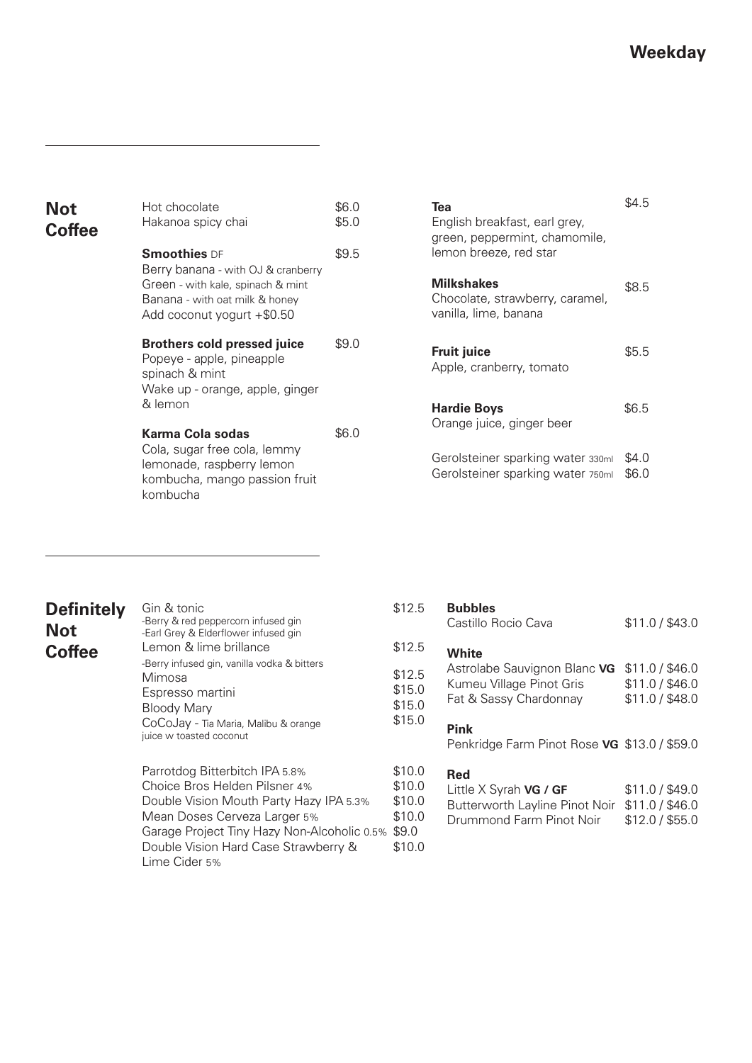# Weekday

## Not Coffee

Hot chocolate $6.0
Hakanoa spicy chai $5.0

**Smoothies** DF $9.5
Berry banana - with OJ & cranberry
Green - with kale, spinach & mint
Banana - with oat milk & honey
Add coconut yogurt +$0.50

**Brothers cold pressed juice** $9.0
Popeye - apple, pineapple spinach & mint
Wake up - orange, apple, ginger & lemon

**Karma Cola sodas** $6.0
Cola, sugar free cola, lemmy lemonade, raspberry lemon kombucha, mango passion fruit kombucha

**Tea** $4.5
English breakfast, earl grey, green, peppermint, chamomile, lemon breeze, red star

**Milkshakes** $8.5
Chocolate, strawberry, caramel, vanilla, lime, banana

**Fruit juice** $5.5
Apple, cranberry, tomato

**Hardie Boys** $6.5
Orange juice, ginger beer

Gerolsteiner sparkling water 330ml $4.0
Gerolsteiner sparkling water 750ml $6.0

## Definitely Not Coffee

Gin & tonic $12.5
-Berry & red peppercorn infused gin
-Earl Grey & Elderflower infused gin

Lemon & lime brillance $12.5
-Berry infused gin, vanilla vodka & bitters

Mimosa $12.5
Espresso martini $15.0
Bloody Mary $15.0
CoCoJay - Tia Maria, Malibu & orange juice w toasted coconut $15.0

Parrotdog Bitterbitch IPA 5.8% $10.0
Choice Bros Helden Pilsner 4% $10.0
Double Vision Mouth Party Hazy IPA 5.3% $10.0
Mean Doses Cerveza Larger 5% $10.0
Garage Project Tiny Hazy Non-Alcoholic 0.5% $9.0
Double Vision Hard Case Strawberry & Lime Cider 5% $10.0

**Bubbles**
Castillo Rocio Cava $11.0 / $43.0

**White**
Astrolabe Sauvignon Blanc **VG** $11.0 / $46.0
Kumeu Village Pinot Gris $11.0 / $46.0
Fat & Sassy Chardonnay $11.0 / $48.0

**Pink**
Penkridge Farm Pinot Rose **VG** $13.0 / $59.0

**Red**
Little X Syrah **VG / GF** $11.0 / $49.0
Butterworth Layline Pinot Noir $11.0 / $46.0
Drummond Farm Pinot Noir $12.0 / $55.0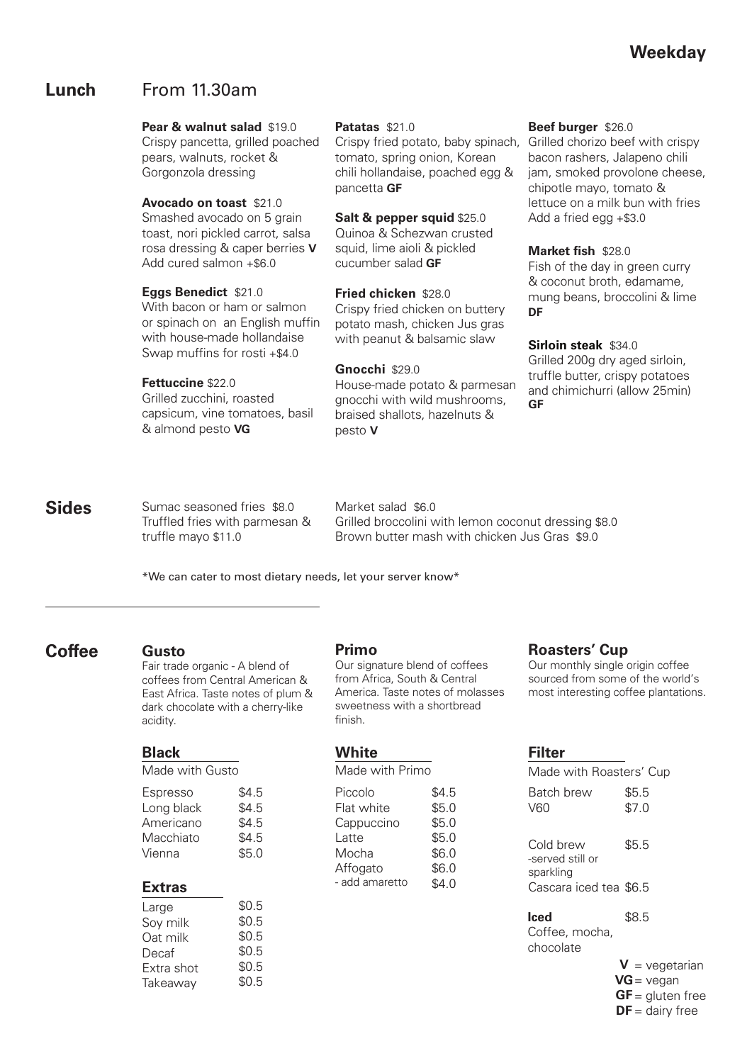# Weekday

## Lunch

From 11.30am

**Pear & walnut salad** $19.0
Crispy pancetta, grilled poached pears, walnuts, rocket & Gorgonzola dressing

**Avocado on toast** $21.0
Smashed avocado on 5 grain toast, nori pickled carrot, salsa rosa dressing & caper berries **V**
Add cured salmon +$6.0

**Eggs Benedict** $21.0
With bacon or ham or salmon or spinach on an English muffin with house-made hollandaise
Swap muffins for rosti +$4.0

**Fettuccine** $22.0
Grilled zucchini, roasted capsicum, vine tomatoes, basil & almond pesto **VG**

**Patatas** $21.0
Crispy fried potato, baby spinach, tomato, spring onion, Korean chili hollandaise, poached egg & pancetta **GF**

**Salt & pepper squid** $25.0
Quinoa & Schezwan crusted squid, lime aioli & pickled cucumber salad **GF**

**Fried chicken** $28.0
Crispy fried chicken on buttery potato mash, chicken Jus gras with peanut & balsamic slaw

**Gnocchi** $29.0
House-made potato & parmesan gnocchi with wild mushrooms, braised shallots, hazelnuts & pesto **V**

**Beef burger** $26.0
Grilled chorizo beef with crispy bacon rashers, Jalapeno chili jam, smoked provolone cheese, chipotle mayo, tomato & lettuce on a milk bun with fries
Add a fried egg +$3.0

**Market fish** $28.0
Fish of the day in green curry & coconut broth, edamame, mung beans, broccolini & lime **DF**

**Sirloin steak** $34.0
Grilled 200g dry aged sirloin, truffle butter, crispy potatoes and chimichurri (allow 25min) **GF**

## Sides

Sumac seasoned fries $8.0
Truffled fries with parmesan & truffle mayo $11.0
Market salad $6.0
Grilled broccolini with lemon coconut dressing $8.0
Brown butter mash with chicken Jus Gras $9.0

*We can cater to most dietary needs, let your server know*

---

## Coffee

### Gusto
Fair trade organic - A blend of coffees from Central American & East Africa. Taste notes of plum & dark chocolate with a cherry-like acidity.

### Primo
Our signature blend of coffees from Africa, South & Central America. Taste notes of molasses sweetness with a shortbread finish.

### Roasters' Cup
Our monthly single origin coffee sourced from some of the world's most interesting coffee plantations.

### Black
Made with Gusto

| Item | Price |
|---|---|
| Espresso | $4.5 |
| Long black | $4.5 |
| Americano | $4.5 |
| Macchiato | $4.5 |
| Vienna | $5.0 |

### Extras

| Item | Price |
|---|---|
| Large | $0.5 |
| Soy milk | $0.5 |
| Oat milk | $0.5 |
| Decaf | $0.5 |
| Extra shot | $0.5 |
| Takeaway | $0.5 |

### White
Made with Primo

| Item | Price |
|---|---|
| Piccolo | $4.5 |
| Flat white | $5.0 |
| Cappuccino | $5.0 |
| Latte | $5.0 |
| Mocha | $6.0 |
| Affogato | $6.0 |
| - add amaretto | $4.0 |

### Filter
Made with Roasters' Cup

| Item | Price |
|---|---|
| Batch brew | $5.5 |
| V60 | $7.0 |
| Cold brew -served still or sparkling | $5.5 |
| Cascara iced tea | $6.5 |

**Iced** $8.5
Coffee, mocha, chocolate

**V** = vegetarian
**VG** = vegan
**GF** = gluten free
**DF** = dairy free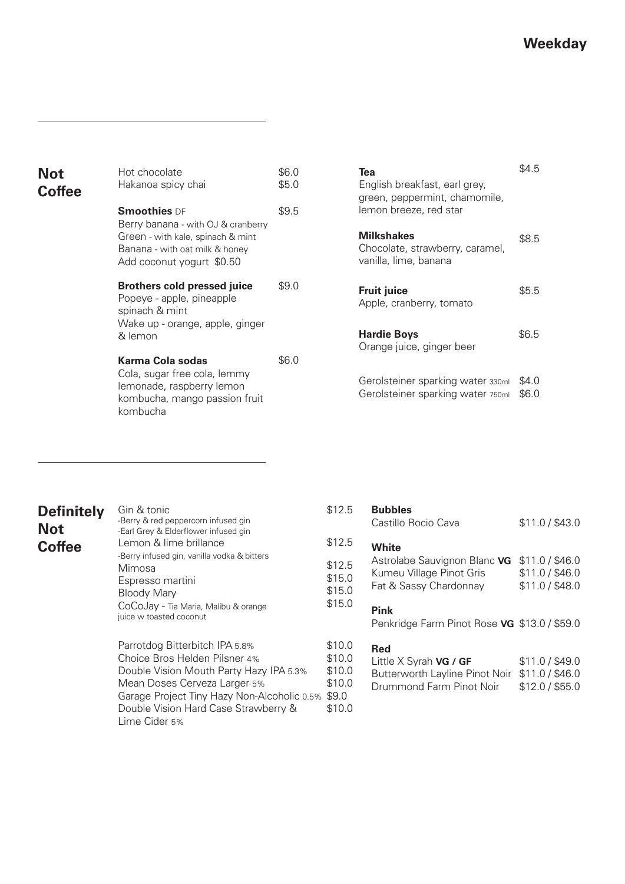# Weekday

## Not Coffee

Hot chocolate $6.0
Hakanoa spicy chai $5.0

**Smoothies** DF $9.5
Berry banana - with OJ & cranberry
Green - with kale, spinach & mint
Banana - with oat milk & honey
Add coconut yogurt $0.50

**Brothers cold pressed juice** $9.0
Popeye - apple, pineapple spinach & mint
Wake up - orange, apple, ginger & lemon

**Karma Cola sodas** $6.0
Cola, sugar free cola, lemmy lemonade, raspberry lemon kombucha, mango passion fruit kombucha

**Tea** $4.5
English breakfast, earl grey, green, peppermint, chamomile, lemon breeze, red star

**Milkshakes** $8.5
Chocolate, strawberry, caramel, vanilla, lime, banana

**Fruit juice** $5.5
Apple, cranberry, tomato

**Hardie Boys** $6.5
Orange juice, ginger beer

Gerolsteiner sparkling water 330ml $4.0
Gerolsteiner sparkling water 750ml $6.0

## Definitely Not Coffee

Gin & tonic $12.5
-Berry & red peppercorn infused gin
-Earl Grey & Elderflower infused gin

Lemon & lime brillance $12.5
-Berry infused gin, vanilla vodka & bitters

Mimosa $12.5
Espresso martini $15.0
Bloody Mary $15.0
CoCoJay - Tia Maria, Malibu & orange juice w toasted coconut $15.0

Parrotdog Bitterbitch IPA 5.8% $10.0
Choice Bros Helden Pilsner 4% $10.0
Double Vision Mouth Party Hazy IPA 5.3% $10.0
Mean Doses Cerveza Larger 5% $10.0
Garage Project Tiny Hazy Non-Alcoholic 0.5% $9.0
Double Vision Hard Case Strawberry & Lime Cider 5% $10.0

**Bubbles**
Castillo Rocio Cava $11.0 / $43.0

**White**
Astrolabe Sauvignon Blanc **VG** $11.0 / $46.0
Kumeu Village Pinot Gris $11.0 / $46.0
Fat & Sassy Chardonnay $11.0 / $48.0

**Pink**
Penkridge Farm Pinot Rose **VG** $13.0 / $59.0

**Red**
Little X Syrah **VG / GF** $11.0 / $49.0
Butterworth Layline Pinot Noir $11.0 / $46.0
Drummond Farm Pinot Noir $12.0 / $55.0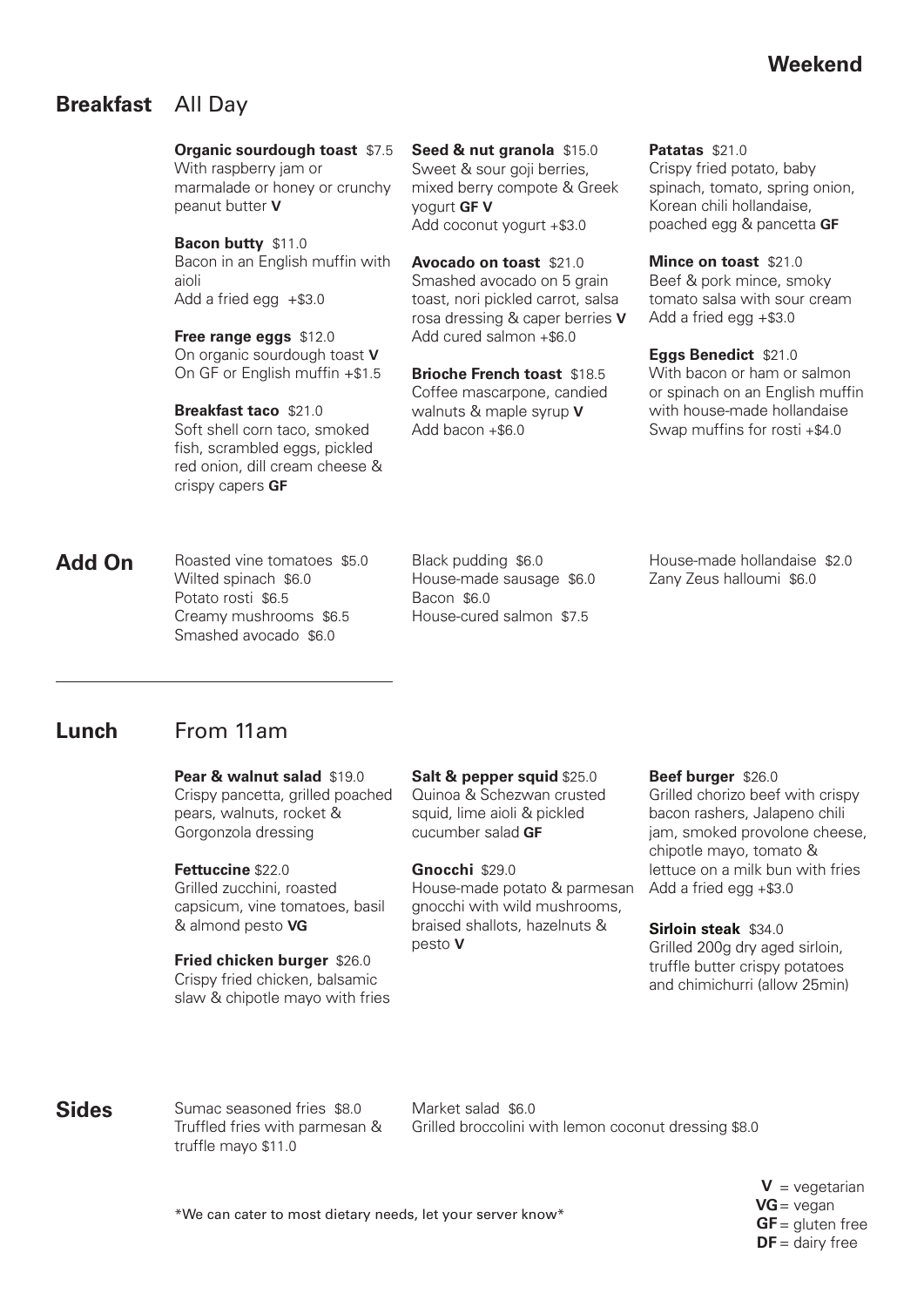# Weekend

## Breakfast All Day

**Organic sourdough toast** $7.5
With raspberry jam or marmalade or honey or crunchy peanut butter **V**

**Bacon butty** $11.0
Bacon in an English muffin with aioli
Add a fried egg +$3.0

**Free range eggs** $12.0
On organic sourdough toast **V**
On GF or English muffin +$1.5

**Breakfast taco** $21.0
Soft shell corn taco, smoked fish, scrambled eggs, pickled red onion, dill cream cheese & crispy capers **GF**

**Seed & nut granola** $15.0
Sweet & sour goji berries, mixed berry compote & Greek yogurt **GF V**
Add coconut yogurt +$3.0

**Avocado on toast** $21.0
Smashed avocado on 5 grain toast, nori pickled carrot, salsa rosa dressing & caper berries **V**
Add cured salmon +$6.0

**Brioche French toast** $18.5
Coffee mascarpone, candied walnuts & maple syrup **V**
Add bacon +$6.0

**Patatas** $21.0
Crispy fried potato, baby spinach, tomato, spring onion, Korean chili hollandaise, poached egg & pancetta **GF**

**Mince on toast** $21.0
Beef & pork mince, smoky tomato salsa with sour cream
Add a fried egg +$3.0

**Eggs Benedict** $21.0
With bacon or ham or salmon or spinach on an English muffin with house-made hollandaise
Swap muffins for rosti +$4.0

## Add On

Roasted vine tomatoes $5.0
Wilted spinach $6.0
Potato rosti $6.5
Creamy mushrooms $6.5
Smashed avocado $6.0
Black pudding $6.0
House-made sausage $6.0
Bacon $6.0
House-cured salmon $7.5
House-made hollandaise $2.0
Zany Zeus halloumi $6.0

## Lunch From 11am

**Pear & walnut salad** $19.0
Crispy pancetta, grilled poached pears, walnuts, rocket & Gorgonzola dressing

**Fettuccine** $22.0
Grilled zucchini, roasted capsicum, vine tomatoes, basil & almond pesto **VG**

**Fried chicken burger** $26.0
Crispy fried chicken, balsamic slaw & chipotle mayo with fries

**Salt & pepper squid** $25.0
Quinoa & Schezwan crusted squid, lime aioli & pickled cucumber salad **GF**

**Gnocchi** $29.0
House-made potato & parmesan gnocchi with wild mushrooms, braised shallots, hazelnuts & pesto **V**

**Beef burger** $26.0
Grilled chorizo beef with crispy bacon rashers, Jalapeno chili jam, smoked provolone cheese, chipotle mayo, tomato & lettuce on a milk bun with fries
Add a fried egg +$3.0

**Sirloin steak** $34.0
Grilled 200g dry aged sirloin, truffle butter crispy potatoes and chimichurri (allow 25min)

## Sides

Sumac seasoned fries $8.0
Truffled fries with parmesan & truffle mayo $11.0
Market salad $6.0
Grilled broccolini with lemon coconut dressing $8.0

*We can cater to most dietary needs, let your server know*

**V** = vegetarian
**VG** = vegan
**GF** = gluten free
**DF** = dairy free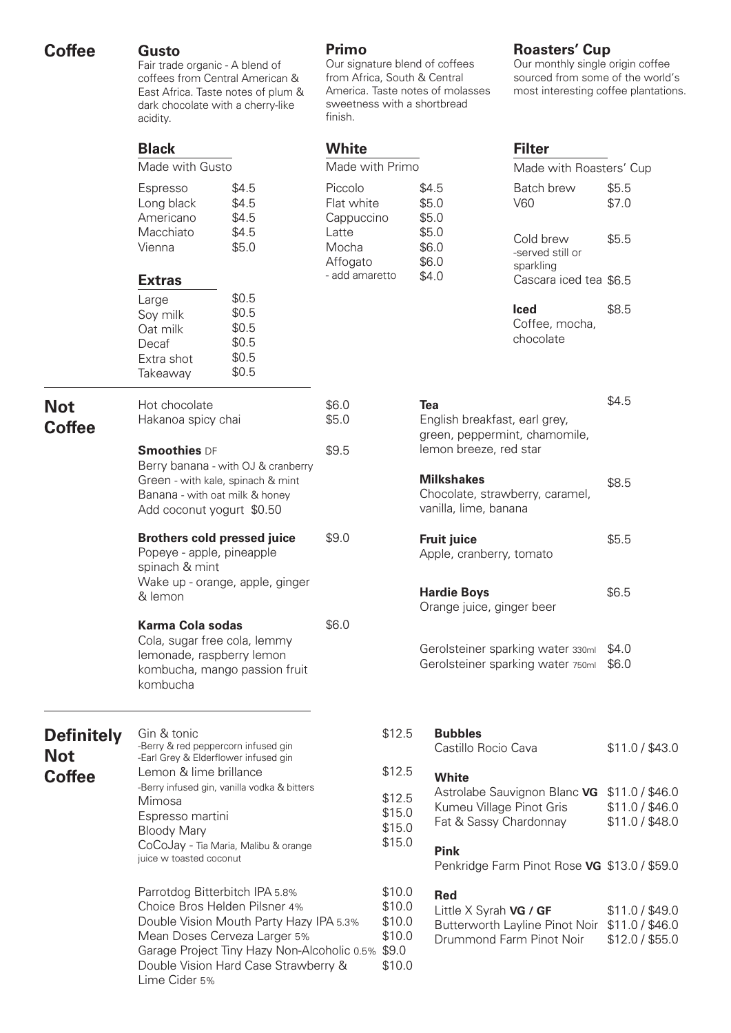# Coffee

### Gusto

Fair trade organic - A blend of coffees from Central American & East Africa. Taste notes of plum & dark chocolate with a cherry-like acidity.

### Primo

Our signature blend of coffees from Africa, South & Central America. Taste notes of molasses sweetness with a shortbread finish.

### Roasters' Cup

Our monthly single origin coffee sourced from some of the world's most interesting coffee plantations.

### Black

Made with Gusto

| | |
|---|---|
| Espresso | $4.5 |
| Long black | $4.5 |
| Americano | $4.5 |
| Macchiato | $4.5 |
| Vienna | $5.0 |

### Extras

| | |
|---|---|
| Large | $0.5 |
| Soy milk | $0.5 |
| Oat milk | $0.5 |
| Decaf | $0.5 |
| Extra shot | $0.5 |
| Takeaway | $0.5 |

### White

Made with Primo

| | |
|---|---|
| Piccolo | $4.5 |
| Flat white | $5.0 |
| Cappuccino | $5.0 |
| Latte | $5.0 |
| Mocha | $6.0 |
| Affogato | $6.0 |
| - add amaretto | $4.0 |

### Filter

Made with Roasters' Cup

| | |
|---|---|
| Batch brew | $5.5 |
| V60 | $7.0 |
| Cold brew -served still or sparkling | $5.5 |
| Cascara iced tea | $6.5 |

**Iced** Coffee, mocha, chocolate — $8.5

# Not Coffee

| | |
|---|---|
| Hot chocolate | $6.0 |
| Hakanoa spicy chai | $5.0 |

**Smoothies** DF — $9.5

Berry banana - with OJ & cranberry
Green - with kale, spinach & mint
Banana - with oat milk & honey
Add coconut yogurt $0.50

**Brothers cold pressed juice** — $9.0

Popeye - apple, pineapple spinach & mint
Wake up - orange, apple, ginger & lemon

**Karma Cola sodas** — $6.0

Cola, sugar free cola, lemmy lemonade, raspberry lemon kombucha, mango passion fruit kombucha

**Tea** — $4.5

English breakfast, earl grey, green, peppermint, chamomile, lemon breeze, red star

**Milkshakes** — $8.5

Chocolate, strawberry, caramel, vanilla, lime, banana

**Fruit juice** — $5.5

Apple, cranberry, tomato

**Hardie Boys** — $6.5

Orange juice, ginger beer

| | |
|---|---|
| Gerolsteiner sparkling water 330ml | $4.0 |
| Gerolsteiner sparkling water 750ml | $6.0 |

# Definitely Not Coffee

| | |
|---|---|
| Gin & tonic<br>-Berry & red peppercorn infused gin<br>-Earl Grey & Elderflower infused gin | $12.5 |
| Lemon & lime brillance<br>-Berry infused gin, vanilla vodka & bitters | $12.5 |
| Mimosa | $12.5 |
| Espresso martini | $15.0 |
| Bloody Mary | $15.0 |
| CoCoJay - Tia Maria, Malibu & orange juice w toasted coconut | $15.0 |

| | |
|---|---|
| Parrotdog Bitterbitch IPA 5.8% | $10.0 |
| Choice Bros Helden Pilsner 4% | $10.0 |
| Double Vision Mouth Party Hazy IPA 5.3% | $10.0 |
| Mean Doses Cerveza Larger 5% | $10.0 |
| Garage Project Tiny Hazy Non-Alcoholic 0.5% | $9.0 |
| Double Vision Hard Case Strawberry & Lime Cider 5% | $10.0 |

### Bubbles

| | |
|---|---|
| Castillo Rocio Cava | $11.0 / $43.0 |

### White

| | |
|---|---|
| Astrolabe Sauvignon Blanc **VG** | $11.0 / $46.0 |
| Kumeu Village Pinot Gris | $11.0 / $46.0 |
| Fat & Sassy Chardonnay | $11.0 / $48.0 |

### Pink

| | |
|---|---|
| Penkridge Farm Pinot Rose **VG** | $13.0 / $59.0 |

### Red

| | |
|---|---|
| Little X Syrah **VG / GF** | $11.0 / $49.0 |
| Butterworth Layline Pinot Noir | $11.0 / $46.0 |
| Drummond Farm Pinot Noir | $12.0 / $55.0 |